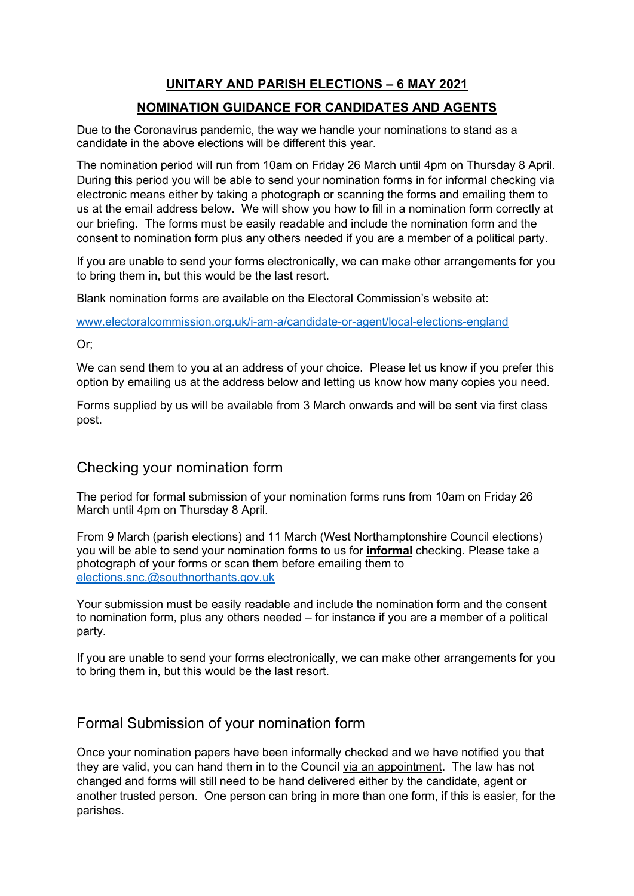# UNITARY AND PARISH ELECTIONS – 6 MAY 2021

## NOMINATION GUIDANCE FOR CANDIDATES AND AGENTS

Due to the Coronavirus pandemic, the way we handle your nominations to stand as a candidate in the above elections will be different this year.

The nomination period will run from 10am on Friday 26 March until 4pm on Thursday 8 April. During this period you will be able to send your nomination forms in for informal checking via electronic means either by taking a photograph or scanning the forms and emailing them to us at the email address below. We will show you how to fill in a nomination form correctly at our briefing. The forms must be easily readable and include the nomination form and the consent to nomination form plus any others needed if you are a member of a political party.

If you are unable to send your forms electronically, we can make other arrangements for you to bring them in, but this would be the last resort.

Blank nomination forms are available on the Electoral Commission's website at:

www.electoralcommission.org.uk/i-am-a/candidate-or-agent/local-elections-england

Or;

We can send them to you at an address of your choice. Please let us know if you prefer this option by emailing us at the address below and letting us know how many copies you need.

Forms supplied by us will be available from 3 March onwards and will be sent via first class post.

## Checking your nomination form

The period for formal submission of your nomination forms runs from 10am on Friday 26 March until 4pm on Thursday 8 April.

From 9 March (parish elections) and 11 March (West Northamptonshire Council elections) you will be able to send your nomination forms to us for **informal** checking. Please take a photograph of your forms or scan them before emailing them to elections.snc.@southnorthants.gov.uk

Your submission must be easily readable and include the nomination form and the consent to nomination form, plus any others needed – for instance if you are a member of a political party.

If you are unable to send your forms electronically, we can make other arrangements for you to bring them in, but this would be the last resort.

## Formal Submission of your nomination form

Once your nomination papers have been informally checked and we have notified you that they are valid, you can hand them in to the Council via an appointment. The law has not changed and forms will still need to be hand delivered either by the candidate, agent or another trusted person. One person can bring in more than one form, if this is easier, for the parishes.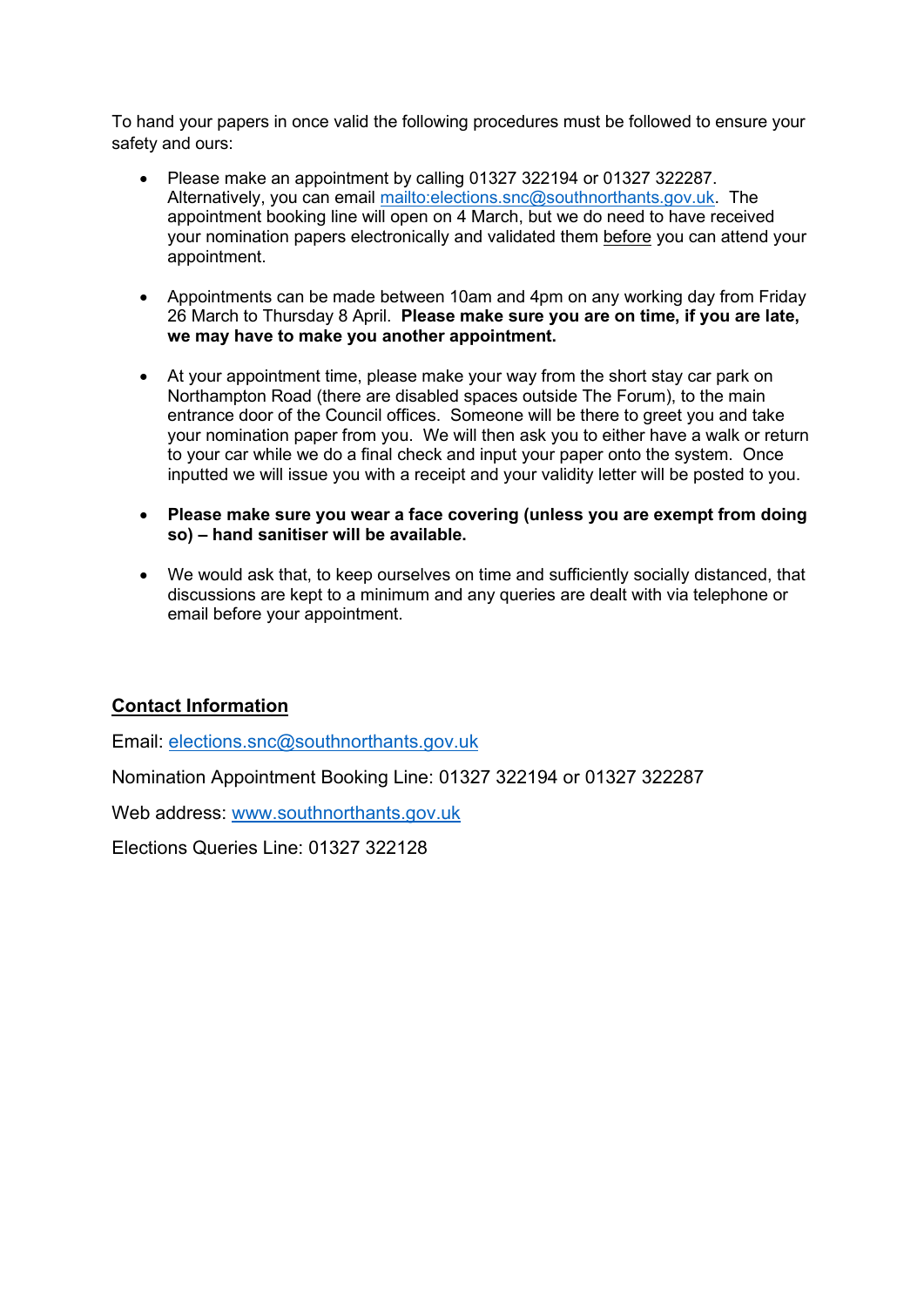To hand your papers in once valid the following procedures must be followed to ensure your safety and ours:

- Please make an appointment by calling 01327 322194 or 01327 322287. Alternatively, you can email mailto:elections.snc@southnorthants.gov.uk. The appointment booking line will open on 4 March, but we do need to have received your nomination papers electronically and validated them before you can attend your appointment.

- Appointments can be made between 10am and 4pm on any working day from Friday 26 March to Thursday 8 April. **Please make sure you are on time, if you are late, we may have to make you another appointment.**

- At your appointment time, please make your way from the short stay car park on Northampton Road (there are disabled spaces outside The Forum), to the main entrance door of the Council offices. Someone will be there to greet you and take your nomination paper from you. We will then ask you to either have a walk or return to your car while we do a final check and input your paper onto the system. Once inputted we will issue you with a receipt and your validity letter will be posted to you.

- **Please make sure you wear a face covering (unless you are exempt from doing so) – hand sanitiser will be available.**

- We would ask that, to keep ourselves on time and sufficiently socially distanced, that discussions are kept to a minimum and any queries are dealt with via telephone or email before your appointment.

## Contact Information

Email: elections.snc@southnorthants.gov.uk

Nomination Appointment Booking Line: 01327 322194 or 01327 322287

Web address: www.southnorthants.gov.uk

Elections Queries Line: 01327 322128